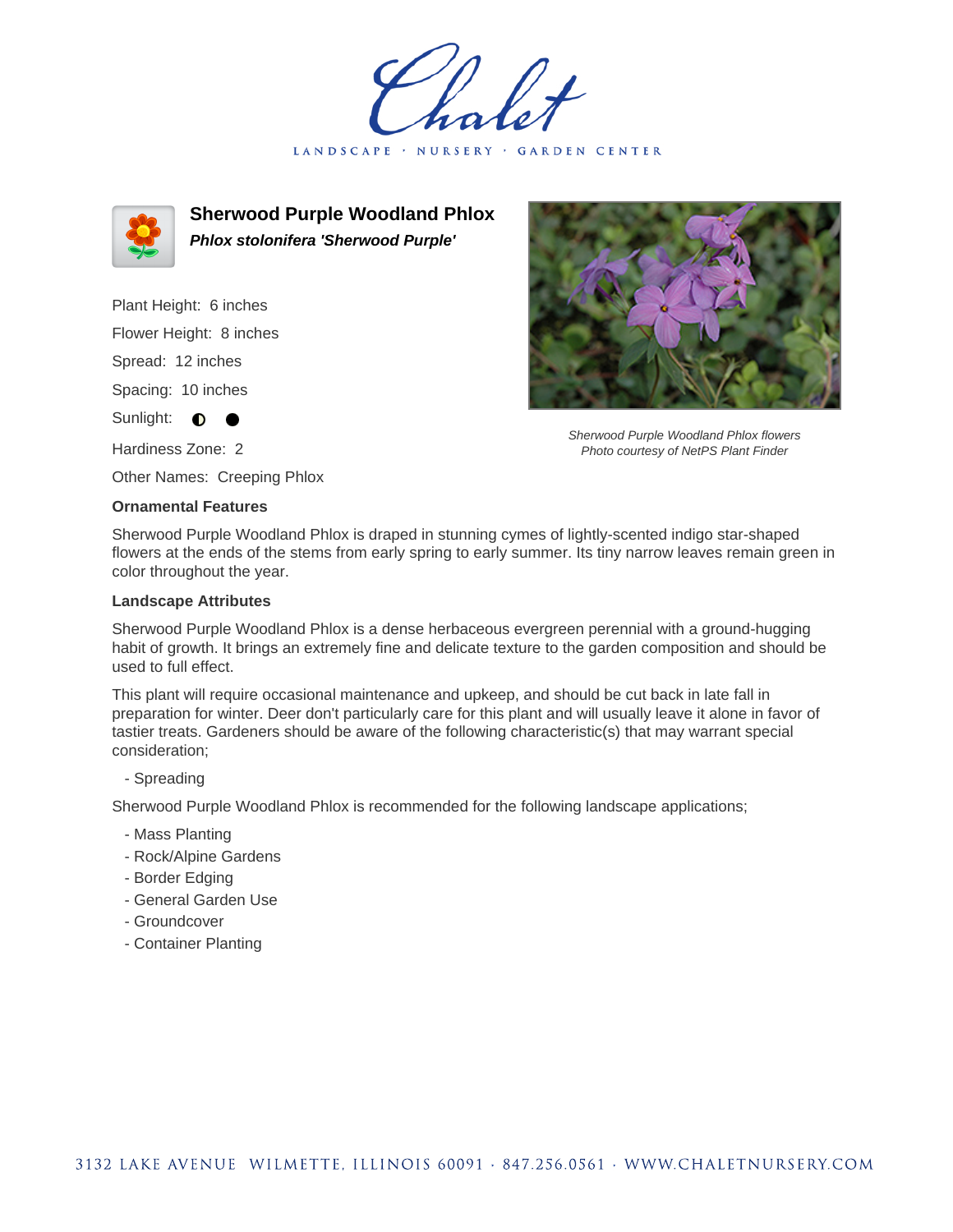# Sherwood Purple Woodland Phlox

***Phlox stolonifera 'Sherwood Purple'***

Plant Height: 6 inches

Flower Height: 8 inches

Spread: 12 inches

Spacing: 10 inches

Sunlight: ◐ ●

Hardiness Zone: 2

Other Names: Creeping Phlox

*Sherwood Purple Woodland Phlox flowers*
*Photo courtesy of NetPS Plant Finder*

### Ornamental Features

Sherwood Purple Woodland Phlox is draped in stunning cymes of lightly-scented indigo star-shaped flowers at the ends of the stems from early spring to early summer. Its tiny narrow leaves remain green in color throughout the year.

### Landscape Attributes

Sherwood Purple Woodland Phlox is a dense herbaceous evergreen perennial with a ground-hugging habit of growth. It brings an extremely fine and delicate texture to the garden composition and should be used to full effect.

This plant will require occasional maintenance and upkeep, and should be cut back in late fall in preparation for winter. Deer don't particularly care for this plant and will usually leave it alone in favor of tastier treats. Gardeners should be aware of the following characteristic(s) that may warrant special consideration;

- Spreading

Sherwood Purple Woodland Phlox is recommended for the following landscape applications;

- Mass Planting
- Rock/Alpine Gardens
- Border Edging
- General Garden Use
- Groundcover
- Container Planting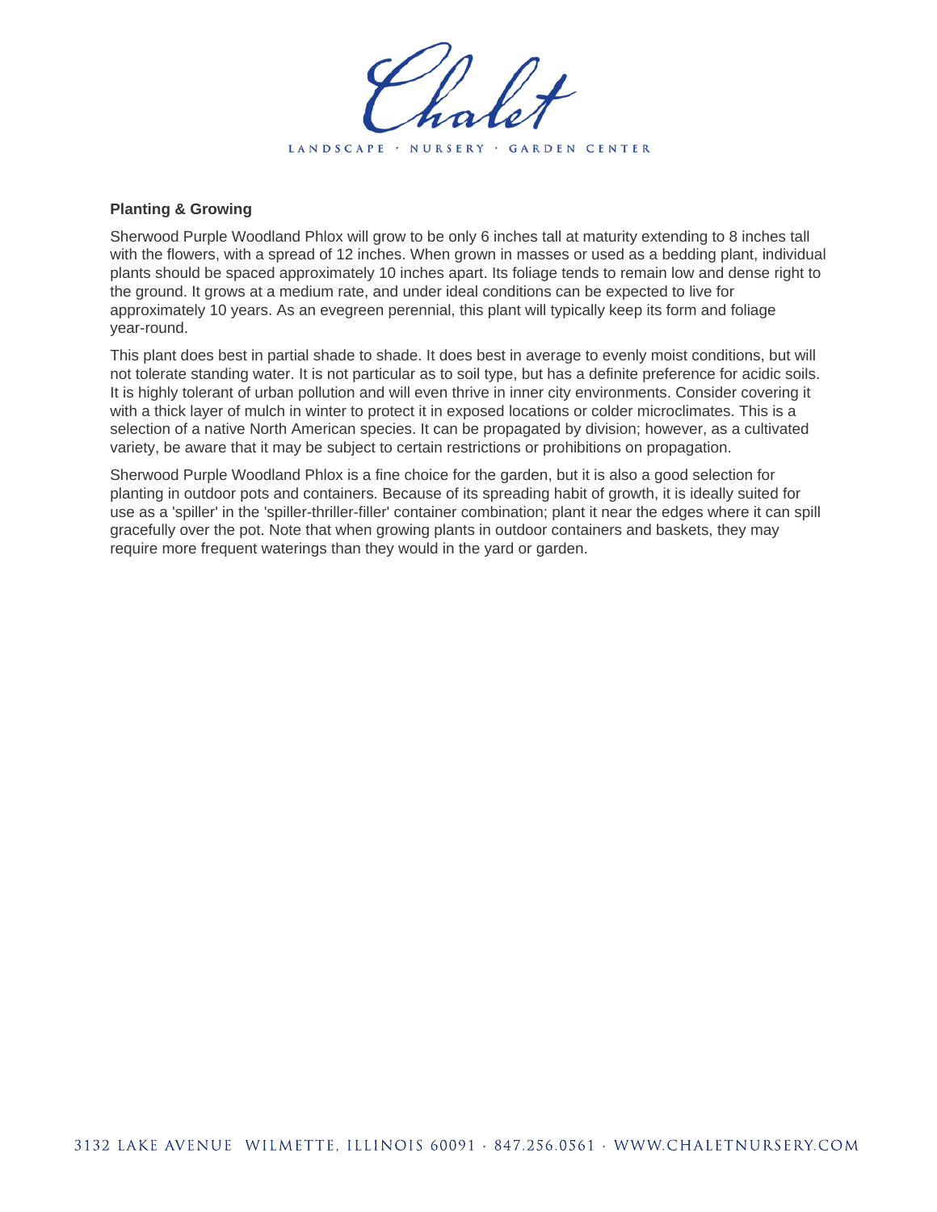**Planting & Growing**

Sherwood Purple Woodland Phlox will grow to be only 6 inches tall at maturity extending to 8 inches tall with the flowers, with a spread of 12 inches. When grown in masses or used as a bedding plant, individual plants should be spaced approximately 10 inches apart. Its foliage tends to remain low and dense right to the ground. It grows at a medium rate, and under ideal conditions can be expected to live for approximately 10 years. As an evegreen perennial, this plant will typically keep its form and foliage year-round.

This plant does best in partial shade to shade. It does best in average to evenly moist conditions, but will not tolerate standing water. It is not particular as to soil type, but has a definite preference for acidic soils. It is highly tolerant of urban pollution and will even thrive in inner city environments. Consider covering it with a thick layer of mulch in winter to protect it in exposed locations or colder microclimates. This is a selection of a native North American species. It can be propagated by division; however, as a cultivated variety, be aware that it may be subject to certain restrictions or prohibitions on propagation.

Sherwood Purple Woodland Phlox is a fine choice for the garden, but it is also a good selection for planting in outdoor pots and containers. Because of its spreading habit of growth, it is ideally suited for use as a 'spiller' in the 'spiller-thriller-filler' container combination; plant it near the edges where it can spill gracefully over the pot. Note that when growing plants in outdoor containers and baskets, they may require more frequent waterings than they would in the yard or garden.